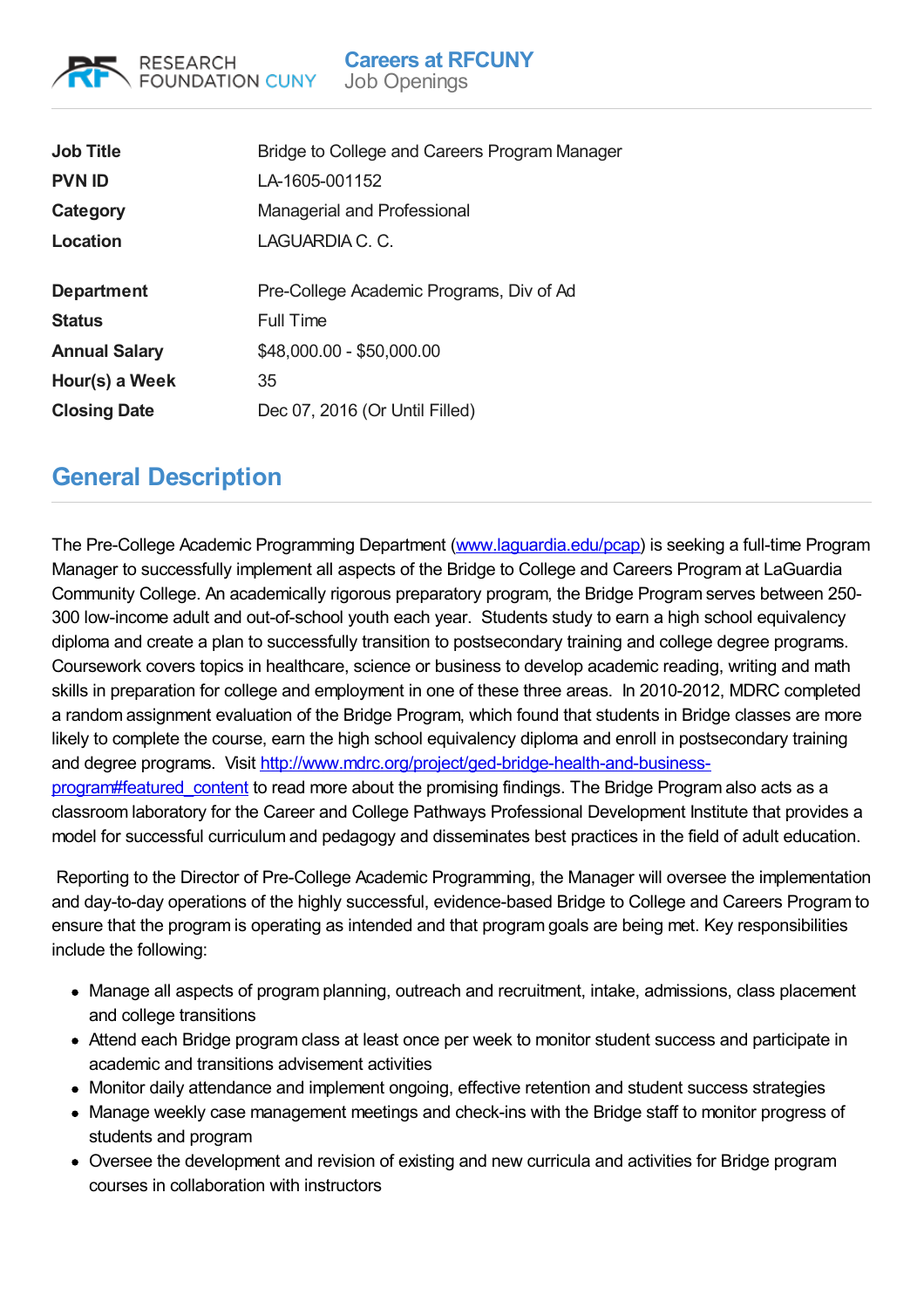RESEARCH FOUNDATION CUNY

**Careers at RFCUNY**
Job Openings

| | |
|---|---|
| **Job Title** | Bridge to College and Careers Program Manager |
| **PVN ID** | LA-1605-001152 |
| **Category** | Managerial and Professional |
| **Location** | LAGUARDIA C. C. |
| **Department** | Pre-College Academic Programs, Div of Ad |
| **Status** | Full Time |
| **Annual Salary** | $48,000.00 - $50,000.00 |
| **Hour(s) a Week** | 35 |
| **Closing Date** | Dec 07, 2016 (Or Until Filled) |

## General Description

The Pre-College Academic Programming Department (www.laguardia.edu/pcap) is seeking a full-time Program Manager to successfully implement all aspects of the Bridge to College and Careers Program at LaGuardia Community College. An academically rigorous preparatory program, the Bridge Program serves between 250-300 low-income adult and out-of-school youth each year. Students study to earn a high school equivalency diploma and create a plan to successfully transition to postsecondary training and college degree programs. Coursework covers topics in healthcare, science or business to develop academic reading, writing and math skills in preparation for college and employment in one of these three areas. In 2010-2012, MDRC completed a random assignment evaluation of the Bridge Program, which found that students in Bridge classes are more likely to complete the course, earn the high school equivalency diploma and enroll in postsecondary training and degree programs. Visit http://www.mdrc.org/project/ged-bridge-health-and-business-program#featured_content to read more about the promising findings. The Bridge Program also acts as a classroom laboratory for the Career and College Pathways Professional Development Institute that provides a model for successful curriculum and pedagogy and disseminates best practices in the field of adult education.

Reporting to the Director of Pre-College Academic Programming, the Manager will oversee the implementation and day-to-day operations of the highly successful, evidence-based Bridge to College and Careers Program to ensure that the program is operating as intended and that program goals are being met. Key responsibilities include the following:

- Manage all aspects of program planning, outreach and recruitment, intake, admissions, class placement and college transitions
- Attend each Bridge program class at least once per week to monitor student success and participate in academic and transitions advisement activities
- Monitor daily attendance and implement ongoing, effective retention and student success strategies
- Manage weekly case management meetings and check-ins with the Bridge staff to monitor progress of students and program
- Oversee the development and revision of existing and new curricula and activities for Bridge program courses in collaboration with instructors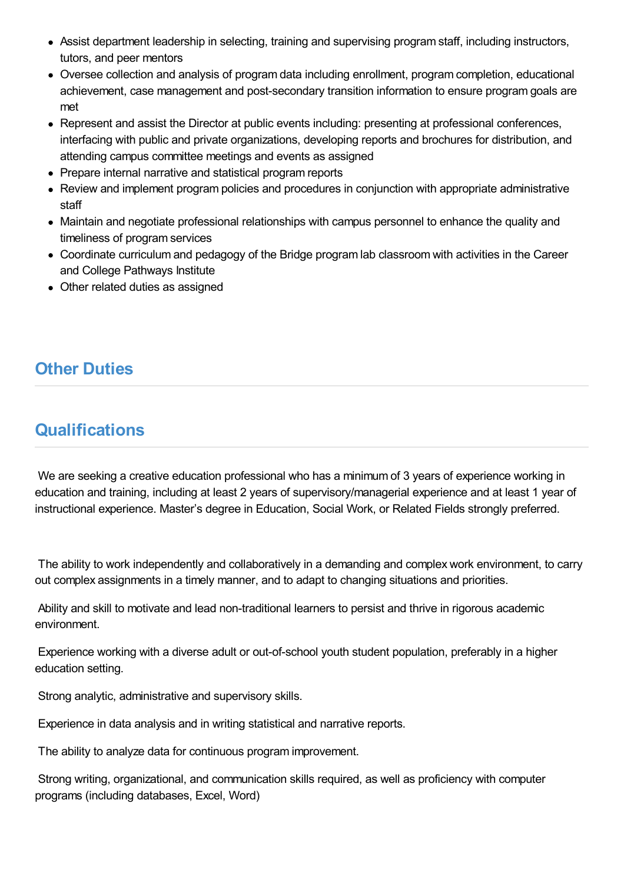- Assist department leadership in selecting, training and supervising program staff, including instructors, tutors, and peer mentors
- Oversee collection and analysis of program data including enrollment, program completion, educational achievement, case management and post-secondary transition information to ensure program goals are met
- Represent and assist the Director at public events including: presenting at professional conferences, interfacing with public and private organizations, developing reports and brochures for distribution, and attending campus committee meetings and events as assigned
- Prepare internal narrative and statistical program reports
- Review and implement program policies and procedures in conjunction with appropriate administrative staff
- Maintain and negotiate professional relationships with campus personnel to enhance the quality and timeliness of program services
- Coordinate curriculum and pedagogy of the Bridge program lab classroom with activities in the Career and College Pathways Institute
- Other related duties as assigned

## Other Duties

## Qualifications

We are seeking a creative education professional who has a minimum of 3 years of experience working in education and training, including at least 2 years of supervisory/managerial experience and at least 1 year of instructional experience. Master's degree in Education, Social Work, or Related Fields strongly preferred.

The ability to work independently and collaboratively in a demanding and complex work environment, to carry out complex assignments in a timely manner, and to adapt to changing situations and priorities.

Ability and skill to motivate and lead non-traditional learners to persist and thrive in rigorous academic environment.

Experience working with a diverse adult or out-of-school youth student population, preferably in a higher education setting.

Strong analytic, administrative and supervisory skills.

Experience in data analysis and in writing statistical and narrative reports.

The ability to analyze data for continuous program improvement.

Strong writing, organizational, and communication skills required, as well as proficiency with computer programs (including databases, Excel, Word)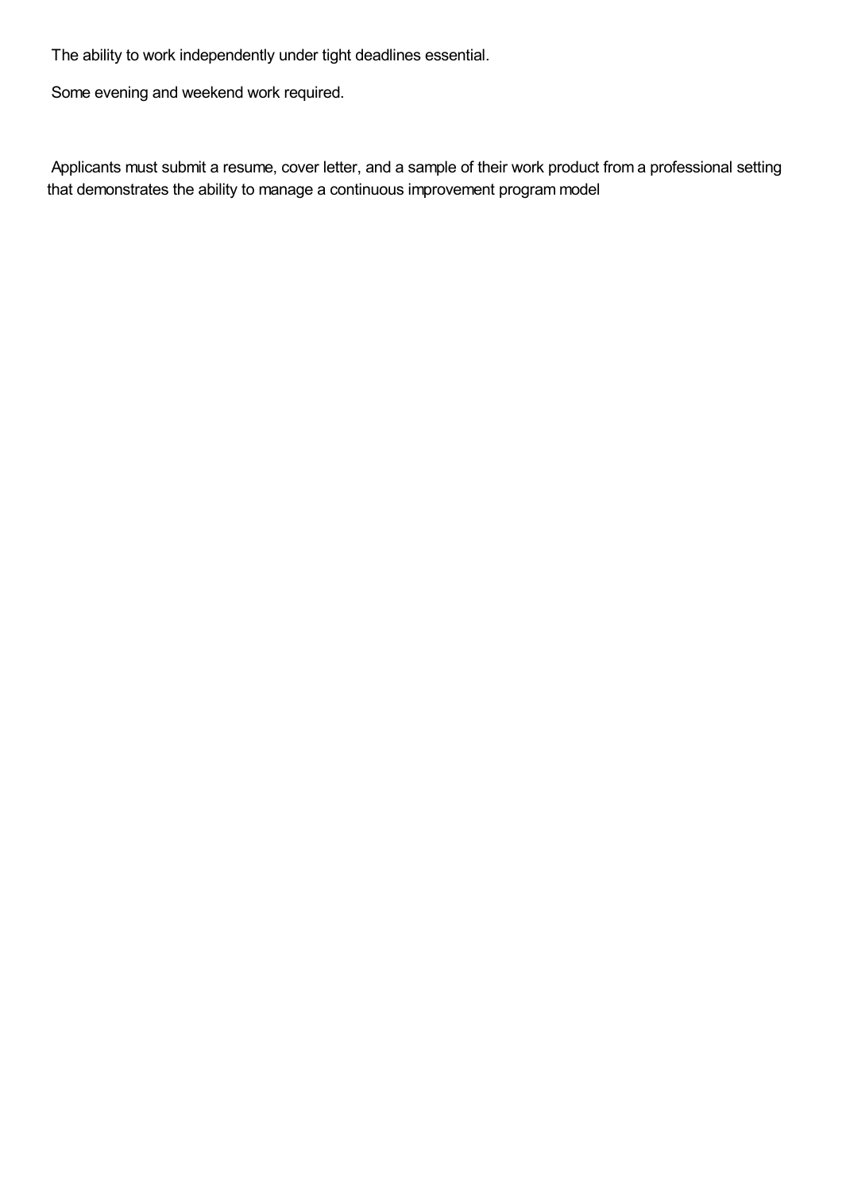The ability to work independently under tight deadlines essential.

Some evening and weekend work required.

Applicants must submit a resume, cover letter, and a sample of their work product from a professional setting that demonstrates the ability to manage a continuous improvement program model